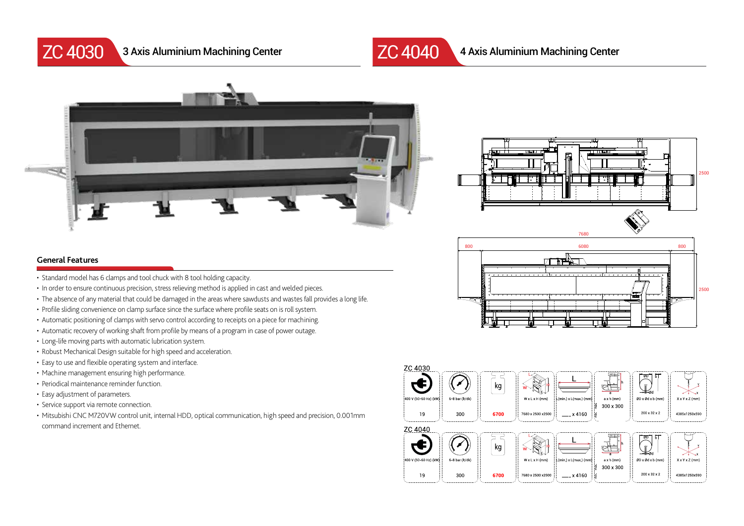# ZC 4030 3 Axis Aluminium Machining Center

# ZC 4040 4 Axis Aluminium Machining Center

## General Features

- Standard model has 6 clamps and tool chuck with 8 tool holding capacity.
- In order to ensure continuous precision, stress relieving method is applied in cast and welded pieces.
- The absence of any material that could be damaged in the areas where sawdusts and wastes fall provides a long life.
- Profile sliding convenience on clamp surface since the surface where profile seats on is roll system.
- Automatic positioning of clamps with servo control according to receipts on a piece for machining.
- Automatic recovery of working shaft from profile by means of a program in case of power outage.
- Long-life moving parts with automatic lubrication system.
- Robust Mechanical Design suitable for high speed and acceleration.
- Easy to use and flexible operating system and interface.
- Machine management ensuring high performance.
- Periodical maintenance reminder function.
- Easy adjustment of parameters.
- Service support via remote connection.
- Mitsubishi CNC M720VW control unit, internal HDD, optical communication, high speed and precision, 0.001mm command increment and Ethernet.

7680

800 | 6080 | 800

2500

2500

**ZC 4030**

| 400 V (50-60 Hz) (kW) | 6-8 bar (lt/dk) | kg | W x L x H (mm) | L(min.) x L(max.) (mm) | a x h (mm) | ØD x Ød x b (mm) | X x Y x Z (mm) |
|---|---|---|---|---|---|---|---|
| 19 | 300 | 6700 | 7680 x 2500 x2500 | __ x 4160 | 300 x 300 | 200 x 32 x 2 | 4385x1250x590 |

**ZC 4040**

| 400 V (50-60 Hz) (kW) | 6-8 bar (lt/dk) | kg | W x L x H (mm) | L(min.) x L(max.) (mm) | a x h (mm) | ØD x Ød x b (mm) | X x Y x Z (mm) |
|---|---|---|---|---|---|---|---|
| 19 | 300 | 6700 | 7680 x 2500 x2500 | __ x 4160 | 300 x 300 | 200 x 32 x 2 | 4385x1250x590 |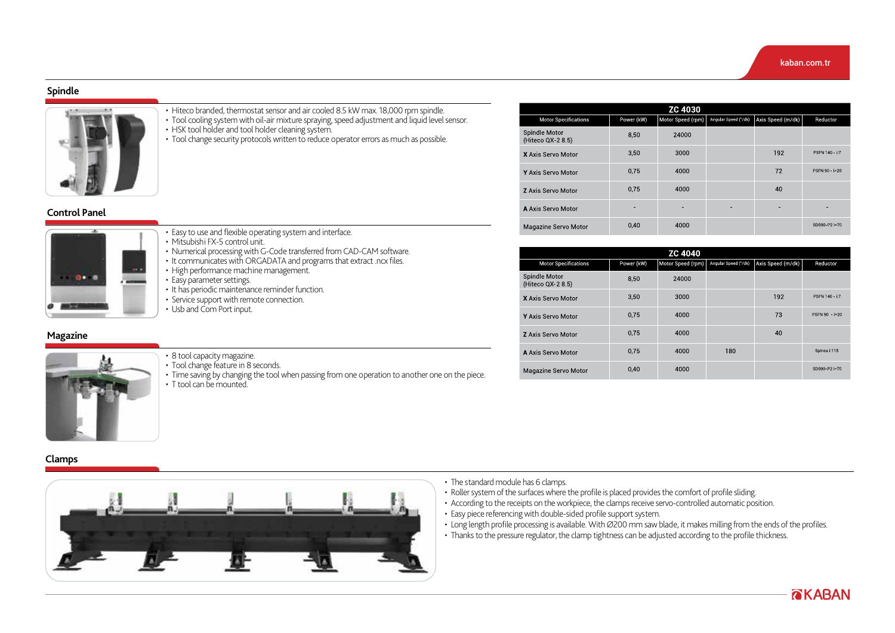## Spindle

- Hiteco branded, thermostat sensor and air cooled 8.5 kW max. 18,000 rpm spindle.
- Tool cooling system with oil-air mixture spraying, speed adjustment and liquid level sensor.
- HSK tool holder and tool holder cleaning system.
- Tool change security protocols written to reduce operator errors as much as possible.

## Control Panel

- Easy to use and flexible operating system and interface.
- Mitsubishi FX-5 control unit.
- Numerical processing with G-Code transferred from CAD-CAM software.
- It communicates with ORGADATA and programs that extract .ncx files.
- High performance machine management.
- Easy parameter settings.
- It has periodic maintenance reminder function.
- Service support with remote connection.
- Usb and Com Port input.

## Magazine

- 8 tool capacity magazine.
- Tool change feature in 8 seconds.
- Time saving by changing the tool when passing from one operation to another one on the piece.
- T tool can be mounted.

### ZC 4030

| Motor Specifications | Power (kW) | Motor Speed (rpm) | Angular Speed (°/dk) | Axis Speed (m/dk) | Reductor |
|---|---|---|---|---|---|
| Spindle Motor (Hiteco QX-2 8.5) | 8,50 | 24000 | | | |
| **X** Axis Servo Motor | 3,50 | 3000 | | 192 | PSFN 140 - i:7 |
| **Y** Axis Servo Motor | 0,75 | 4000 | | 72 | PSFN 90 - i=20 |
| **Z** Axis Servo Motor | 0,75 | 4000 | | 40 | |
| **A** Axis Servo Motor | - | - | - | - | - |
| Magazine Servo Motor | 0,40 | 4000 | | | SD090-P2 i=70 |

### ZC 4040

| Motor Specifications | Power (kW) | Motor Speed (rpm) | Angular Speed (°/dk) | Axis Speed (m/dk) | Reductor |
|---|---|---|---|---|---|
| Spindle Motor (Hiteco QX-2 8.5) | 8,50 | 24000 | | | |
| **X** Axis Servo Motor | 3,50 | 3000 | | 192 | PSFN 140 - i:7 |
| **Y** Axis Servo Motor | 0,75 | 4000 | | 73 | PSFN 90 - i=20 |
| **Z** Axis Servo Motor | 0,75 | 4000 | | 40 | |
| **A** Axis Servo Motor | 0,75 | 4000 | 180 | | Spinea i:115 |
| Magazine Servo Motor | 0,40 | 4000 | | | SD090-P2 i=70 |

## Clamps

- The standard module has 6 clamps.
- Roller system of the surfaces where the profile is placed provides the comfort of profile sliding.
- According to the receipts on the workpiece, the clamps receive servo-controlled automatic position.
- Easy piece referencing with double-sided profile support system.
- Long length profile processing is available. With Ø200 mm saw blade, it makes milling from the ends of the profiles.
- Thanks to the pressure regulator, the clamp tightness can be adjusted according to the profile thickness.